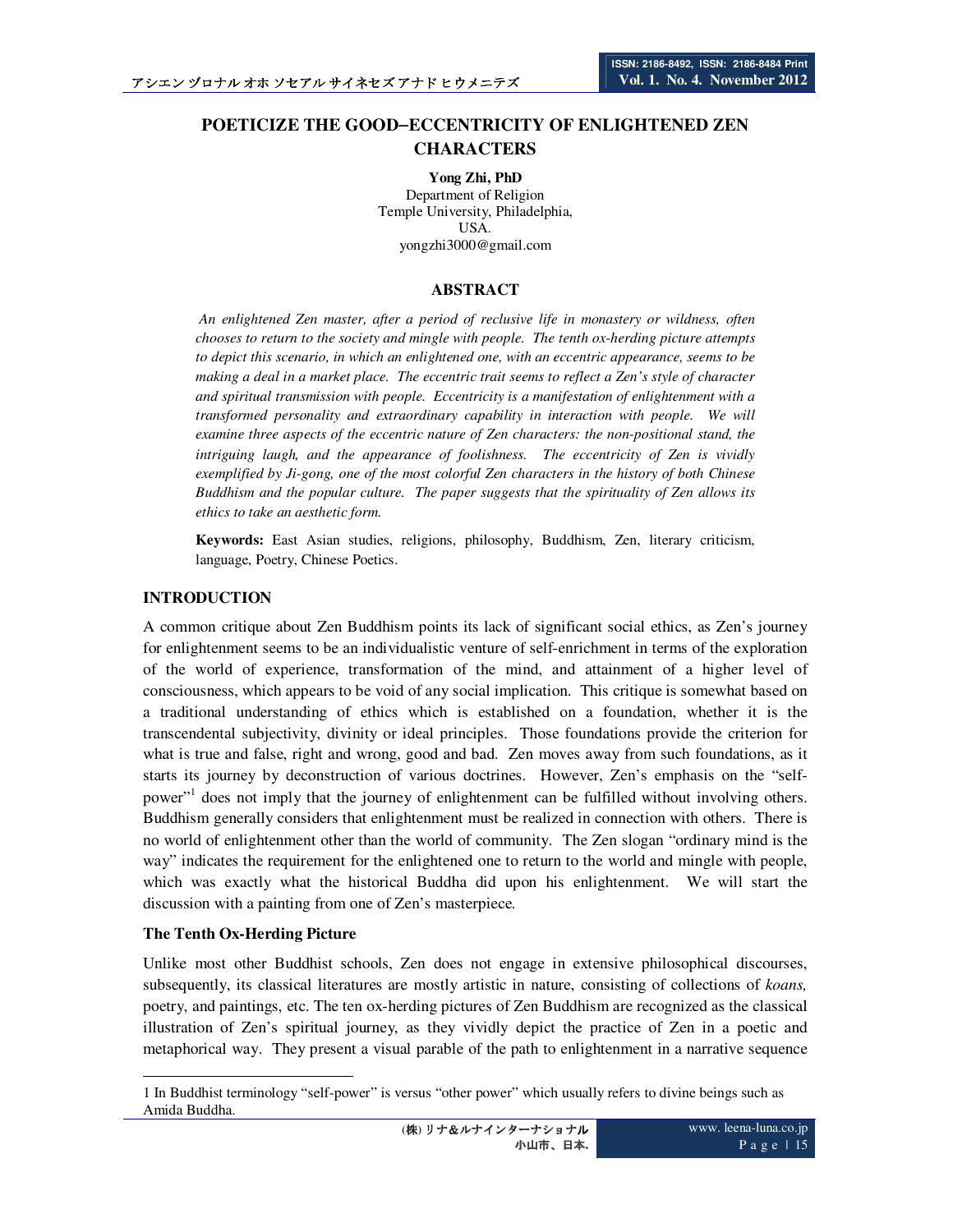# POETICIZE THE GOOD–ECCENTRICITY OF ENLIGHTENED ZEN CHARACTERS

**Yong Zhi, PhD**
Department of Religion
Temple University, Philadelphia,
USA.
yongzhi3000@gmail.com

## ABSTRACT

*An enlightened Zen master, after a period of reclusive life in monastery or wildness, often chooses to return to the society and mingle with people. The tenth ox-herding picture attempts to depict this scenario, in which an enlightened one, with an eccentric appearance, seems to be making a deal in a market place. The eccentric trait seems to reflect a Zen's style of character and spiritual transmission with people. Eccentricity is a manifestation of enlightenment with a transformed personality and extraordinary capability in interaction with people. We will examine three aspects of the eccentric nature of Zen characters: the non-positional stand, the intriguing laugh, and the appearance of foolishness. The eccentricity of Zen is vividly exemplified by Ji-gong, one of the most colorful Zen characters in the history of both Chinese Buddhism and the popular culture. The paper suggests that the spirituality of Zen allows its ethics to take an aesthetic form.*

**Keywords:** East Asian studies, religions, philosophy, Buddhism, Zen, literary criticism, language, Poetry, Chinese Poetics.

## INTRODUCTION

A common critique about Zen Buddhism points its lack of significant social ethics, as Zen's journey for enlightenment seems to be an individualistic venture of self-enrichment in terms of the exploration of the world of experience, transformation of the mind, and attainment of a higher level of consciousness, which appears to be void of any social implication. This critique is somewhat based on a traditional understanding of ethics which is established on a foundation, whether it is the transcendental subjectivity, divinity or ideal principles. Those foundations provide the criterion for what is true and false, right and wrong, good and bad. Zen moves away from such foundations, as it starts its journey by deconstruction of various doctrines. However, Zen's emphasis on the "self-power"[1] does not imply that the journey of enlightenment can be fulfilled without involving others. Buddhism generally considers that enlightenment must be realized in connection with others. There is no world of enlightenment other than the world of community. The Zen slogan "ordinary mind is the way" indicates the requirement for the enlightened one to return to the world and mingle with people, which was exactly what the historical Buddha did upon his enlightenment. We will start the discussion with a painting from one of Zen's masterpiece.

### The Tenth Ox-Herding Picture

Unlike most other Buddhist schools, Zen does not engage in extensive philosophical discourses, subsequently, its classical literatures are mostly artistic in nature, consisting of collections of *koans,* poetry, and paintings, etc. The ten ox-herding pictures of Zen Buddhism are recognized as the classical illustration of Zen's spiritual journey, as they vividly depict the practice of Zen in a poetic and metaphorical way. They present a visual parable of the path to enlightenment in a narrative sequence

---

1 In Buddhist terminology "self-power" is versus "other power" which usually refers to divine beings such as Amida Buddha.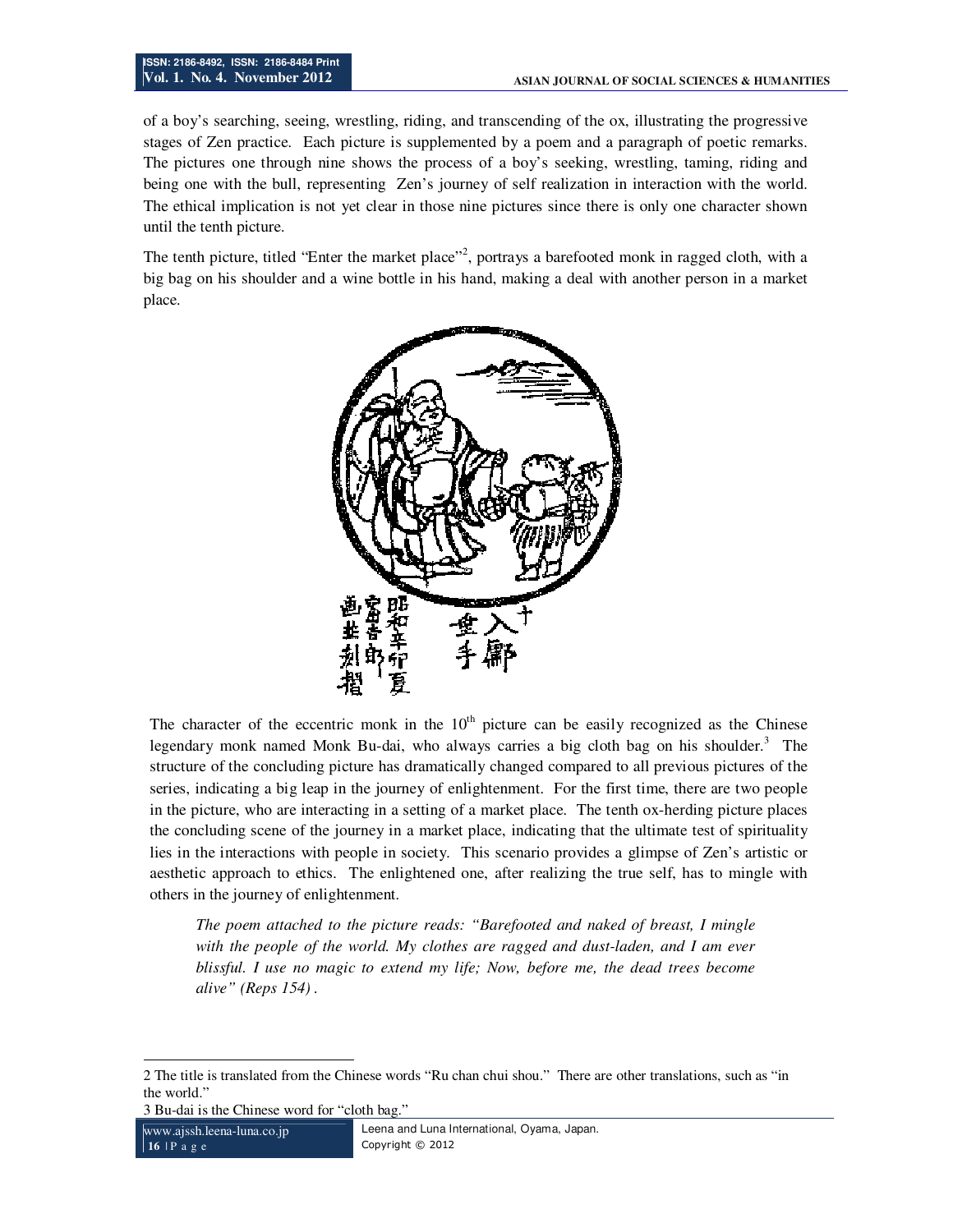of a boy's searching, seeing, wrestling, riding, and transcending of the ox, illustrating the progressive stages of Zen practice. Each picture is supplemented by a poem and a paragraph of poetic remarks. The pictures one through nine shows the process of a boy's seeking, wrestling, taming, riding and being one with the bull, representing Zen's journey of self realization in interaction with the world. The ethical implication is not yet clear in those nine pictures since there is only one character shown until the tenth picture.

The tenth picture, titled "Enter the market place"[2], portrays a barefooted monk in ragged cloth, with a big bag on his shoulder and a wine bottle in his hand, making a deal with another person in a market place.

The character of the eccentric monk in the 10th picture can be easily recognized as the Chinese legendary monk named Monk Bu-dai, who always carries a big cloth bag on his shoulder.[3] The structure of the concluding picture has dramatically changed compared to all previous pictures of the series, indicating a big leap in the journey of enlightenment. For the first time, there are two people in the picture, who are interacting in a setting of a market place. The tenth ox-herding picture places the concluding scene of the journey in a market place, indicating that the ultimate test of spirituality lies in the interactions with people in society. This scenario provides a glimpse of Zen's artistic or aesthetic approach to ethics. The enlightened one, after realizing the true self, has to mingle with others in the journey of enlightenment.

> *The poem attached to the picture reads: "Barefooted and naked of breast, I mingle with the people of the world. My clothes are ragged and dust-laden, and I am ever blissful. I use no magic to extend my life; Now, before me, the dead trees become alive" (Reps 154) .*

---

2 The title is translated from the Chinese words "Ru chan chui shou." There are other translations, such as "in the world."

3 Bu-dai is the Chinese word for "cloth bag."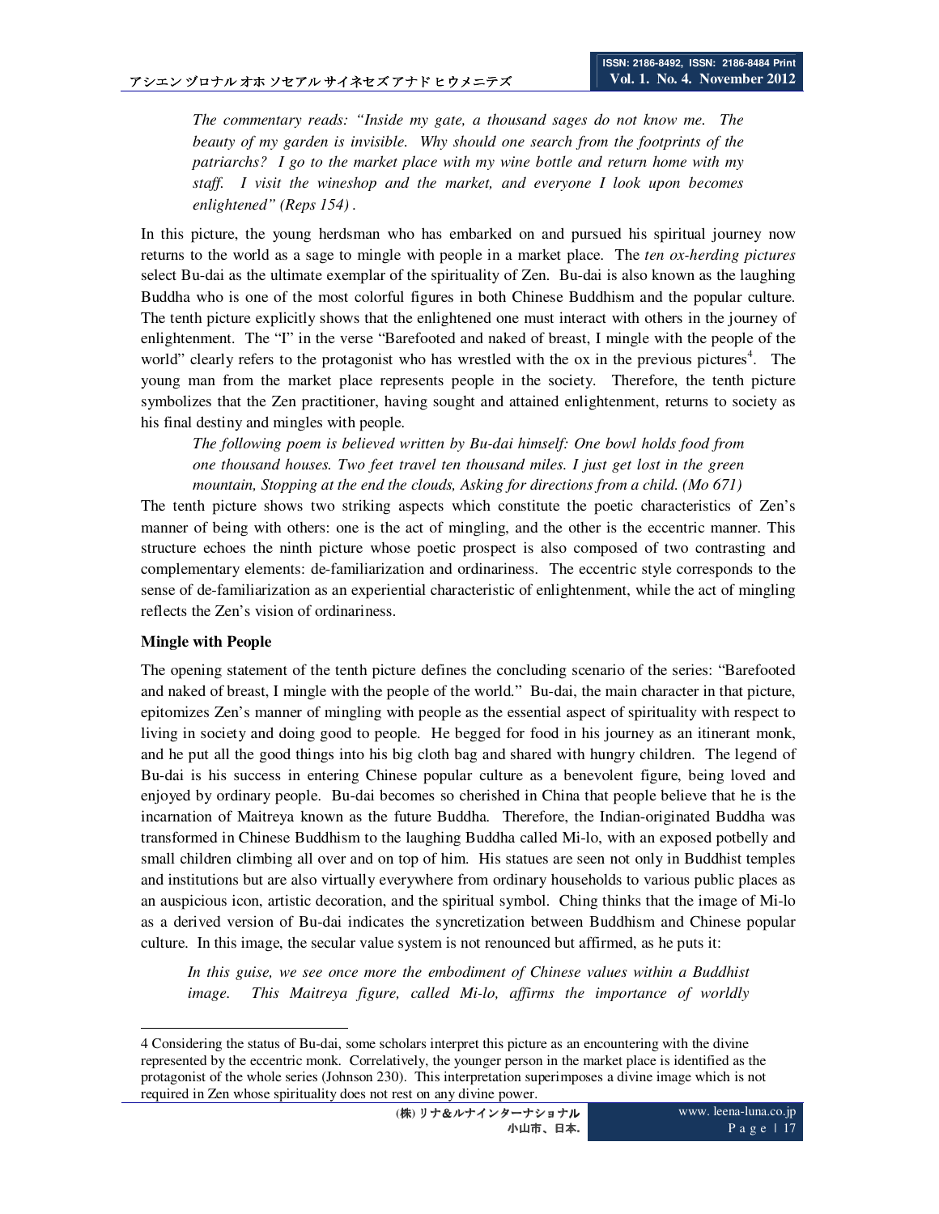*The commentary reads: "Inside my gate, a thousand sages do not know me. The beauty of my garden is invisible. Why should one search from the footprints of the patriarchs? I go to the market place with my wine bottle and return home with my staff. I visit the wineshop and the market, and everyone I look upon becomes enlightened" (Reps 154)* .

In this picture, the young herdsman who has embarked on and pursued his spiritual journey now returns to the world as a sage to mingle with people in a market place. The *ten ox-herding pictures* select Bu-dai as the ultimate exemplar of the spirituality of Zen. Bu-dai is also known as the laughing Buddha who is one of the most colorful figures in both Chinese Buddhism and the popular culture. The tenth picture explicitly shows that the enlightened one must interact with others in the journey of enlightenment. The "I" in the verse "Barefooted and naked of breast, I mingle with the people of the world" clearly refers to the protagonist who has wrestled with the ox in the previous pictures[4]. The young man from the market place represents people in the society. Therefore, the tenth picture symbolizes that the Zen practitioner, having sought and attained enlightenment, returns to society as his final destiny and mingles with people.

*The following poem is believed written by Bu-dai himself: One bowl holds food from one thousand houses. Two feet travel ten thousand miles. I just get lost in the green mountain, Stopping at the end the clouds, Asking for directions from a child. (Mo 671)*

The tenth picture shows two striking aspects which constitute the poetic characteristics of Zen's manner of being with others: one is the act of mingling, and the other is the eccentric manner. This structure echoes the ninth picture whose poetic prospect is also composed of two contrasting and complementary elements: de-familiarization and ordinariness. The eccentric style corresponds to the sense of de-familiarization as an experiential characteristic of enlightenment, while the act of mingling reflects the Zen's vision of ordinariness.

**Mingle with People**

The opening statement of the tenth picture defines the concluding scenario of the series: "Barefooted and naked of breast, I mingle with the people of the world." Bu-dai, the main character in that picture, epitomizes Zen's manner of mingling with people as the essential aspect of spirituality with respect to living in society and doing good to people. He begged for food in his journey as an itinerant monk, and he put all the good things into his big cloth bag and shared with hungry children. The legend of Bu-dai is his success in entering Chinese popular culture as a benevolent figure, being loved and enjoyed by ordinary people. Bu-dai becomes so cherished in China that people believe that he is the incarnation of Maitreya known as the future Buddha. Therefore, the Indian-originated Buddha was transformed in Chinese Buddhism to the laughing Buddha called Mi-lo, with an exposed potbelly and small children climbing all over and on top of him. His statues are seen not only in Buddhist temples and institutions but are also virtually everywhere from ordinary households to various public places as an auspicious icon, artistic decoration, and the spiritual symbol. Ching thinks that the image of Mi-lo as a derived version of Bu-dai indicates the syncretization between Buddhism and Chinese popular culture. In this image, the secular value system is not renounced but affirmed, as he puts it:

*In this guise, we see once more the embodiment of Chinese values within a Buddhist image. This Maitreya figure, called Mi-lo, affirms the importance of worldly*

---

4 Considering the status of Bu-dai, some scholars interpret this picture as an encountering with the divine represented by the eccentric monk. Correlatively, the younger person in the market place is identified as the protagonist of the whole series (Johnson 230). This interpretation superimposes a divine image which is not required in Zen whose spirituality does not rest on any divine power.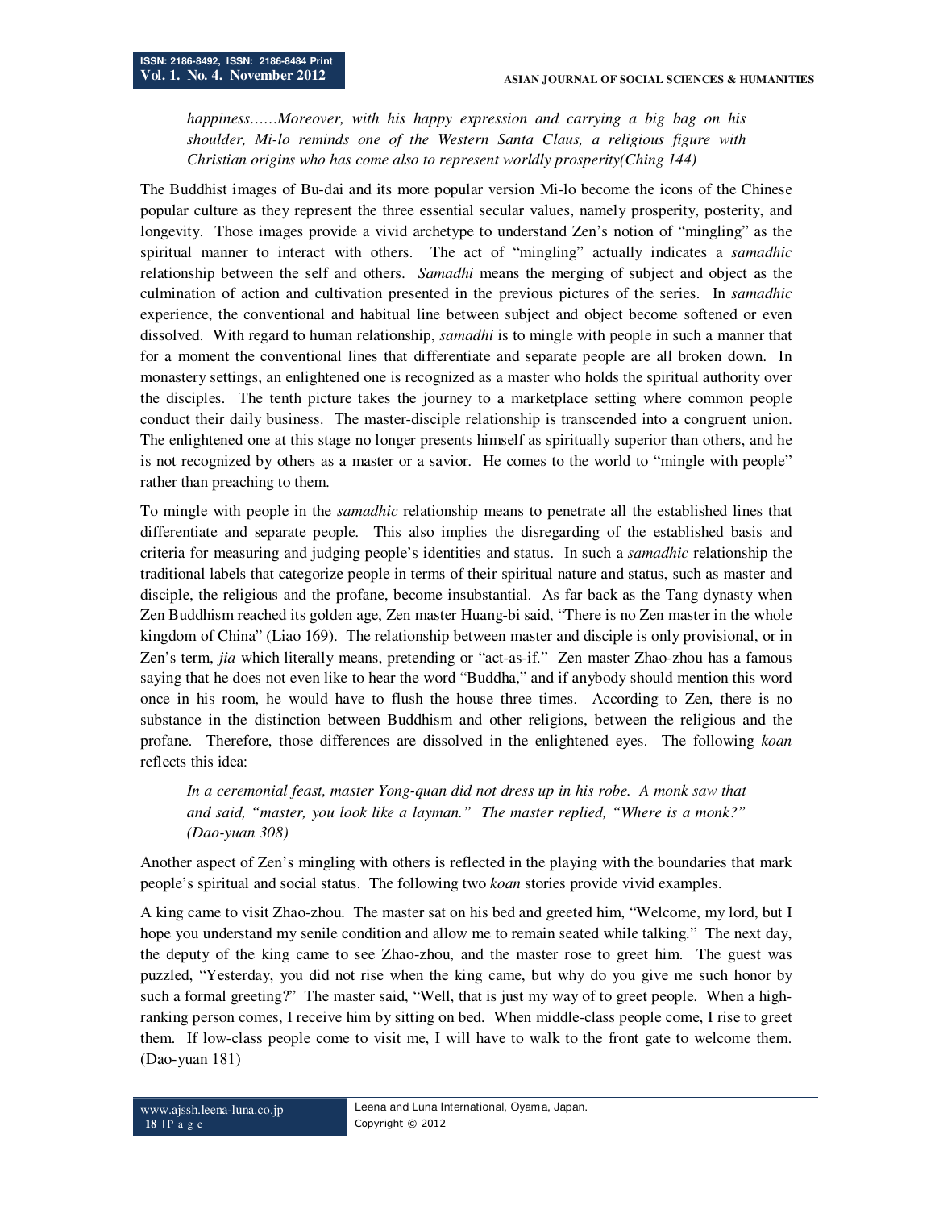*happiness……Moreover, with his happy expression and carrying a big bag on his shoulder, Mi-lo reminds one of the Western Santa Claus, a religious figure with Christian origins who has come also to represent worldly prosperity(Ching 144)*

The Buddhist images of Bu-dai and its more popular version Mi-lo become the icons of the Chinese popular culture as they represent the three essential secular values, namely prosperity, posterity, and longevity. Those images provide a vivid archetype to understand Zen's notion of "mingling" as the spiritual manner to interact with others. The act of "mingling" actually indicates a *samadhic* relationship between the self and others. *Samadhi* means the merging of subject and object as the culmination of action and cultivation presented in the previous pictures of the series. In *samadhic* experience, the conventional and habitual line between subject and object become softened or even dissolved. With regard to human relationship, *samadhi* is to mingle with people in such a manner that for a moment the conventional lines that differentiate and separate people are all broken down. In monastery settings, an enlightened one is recognized as a master who holds the spiritual authority over the disciples. The tenth picture takes the journey to a marketplace setting where common people conduct their daily business. The master-disciple relationship is transcended into a congruent union. The enlightened one at this stage no longer presents himself as spiritually superior than others, and he is not recognized by others as a master or a savior. He comes to the world to "mingle with people" rather than preaching to them.

To mingle with people in the *samadhic* relationship means to penetrate all the established lines that differentiate and separate people. This also implies the disregarding of the established basis and criteria for measuring and judging people's identities and status. In such a *samadhic* relationship the traditional labels that categorize people in terms of their spiritual nature and status, such as master and disciple, the religious and the profane, become insubstantial. As far back as the Tang dynasty when Zen Buddhism reached its golden age, Zen master Huang-bi said, "There is no Zen master in the whole kingdom of China" (Liao 169). The relationship between master and disciple is only provisional, or in Zen's term, *jia* which literally means, pretending or "act-as-if." Zen master Zhao-zhou has a famous saying that he does not even like to hear the word "Buddha," and if anybody should mention this word once in his room, he would have to flush the house three times. According to Zen, there is no substance in the distinction between Buddhism and other religions, between the religious and the profane. Therefore, those differences are dissolved in the enlightened eyes. The following *koan* reflects this idea:

*In a ceremonial feast, master Yong-quan did not dress up in his robe. A monk saw that and said, "master, you look like a layman." The master replied, "Where is a monk?" (Dao-yuan 308)*

Another aspect of Zen's mingling with others is reflected in the playing with the boundaries that mark people's spiritual and social status. The following two *koan* stories provide vivid examples.

A king came to visit Zhao-zhou. The master sat on his bed and greeted him, "Welcome, my lord, but I hope you understand my senile condition and allow me to remain seated while talking." The next day, the deputy of the king came to see Zhao-zhou, and the master rose to greet him. The guest was puzzled, "Yesterday, you did not rise when the king came, but why do you give me such honor by such a formal greeting?" The master said, "Well, that is just my way of to greet people. When a high-ranking person comes, I receive him by sitting on bed. When middle-class people come, I rise to greet them. If low-class people come to visit me, I will have to walk to the front gate to welcome them. (Dao-yuan 181)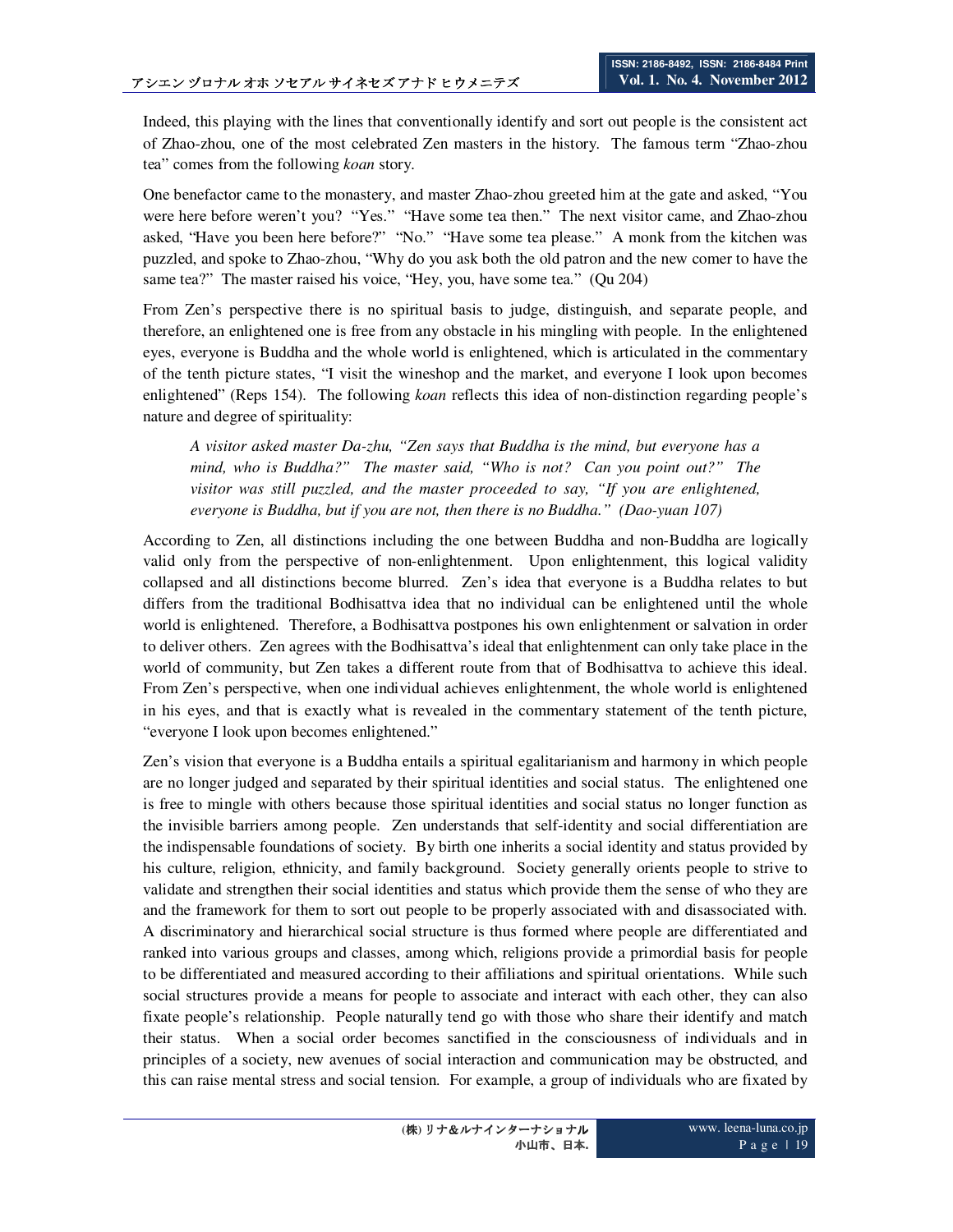Indeed, this playing with the lines that conventionally identify and sort out people is the consistent act of Zhao-zhou, one of the most celebrated Zen masters in the history. The famous term "Zhao-zhou tea" comes from the following *koan* story.

One benefactor came to the monastery, and master Zhao-zhou greeted him at the gate and asked, "You were here before weren't you? "Yes." "Have some tea then." The next visitor came, and Zhao-zhou asked, "Have you been here before?" "No." "Have some tea please." A monk from the kitchen was puzzled, and spoke to Zhao-zhou, "Why do you ask both the old patron and the new comer to have the same tea?" The master raised his voice, "Hey, you, have some tea." (Qu 204)

From Zen's perspective there is no spiritual basis to judge, distinguish, and separate people, and therefore, an enlightened one is free from any obstacle in his mingling with people. In the enlightened eyes, everyone is Buddha and the whole world is enlightened, which is articulated in the commentary of the tenth picture states, "I visit the wineshop and the market, and everyone I look upon becomes enlightened" (Reps 154). The following *koan* reflects this idea of non-distinction regarding people's nature and degree of spirituality:

> *A visitor asked master Da-zhu, "Zen says that Buddha is the mind, but everyone has a mind, who is Buddha?" The master said, "Who is not? Can you point out?" The visitor was still puzzled, and the master proceeded to say, "If you are enlightened, everyone is Buddha, but if you are not, then there is no Buddha." (Dao-yuan 107)*

According to Zen, all distinctions including the one between Buddha and non-Buddha are logically valid only from the perspective of non-enlightenment. Upon enlightenment, this logical validity collapsed and all distinctions become blurred. Zen's idea that everyone is a Buddha relates to but differs from the traditional Bodhisattva idea that no individual can be enlightened until the whole world is enlightened. Therefore, a Bodhisattva postpones his own enlightenment or salvation in order to deliver others. Zen agrees with the Bodhisattva's ideal that enlightenment can only take place in the world of community, but Zen takes a different route from that of Bodhisattva to achieve this ideal. From Zen's perspective, when one individual achieves enlightenment, the whole world is enlightened in his eyes, and that is exactly what is revealed in the commentary statement of the tenth picture, "everyone I look upon becomes enlightened."

Zen's vision that everyone is a Buddha entails a spiritual egalitarianism and harmony in which people are no longer judged and separated by their spiritual identities and social status. The enlightened one is free to mingle with others because those spiritual identities and social status no longer function as the invisible barriers among people. Zen understands that self-identity and social differentiation are the indispensable foundations of society. By birth one inherits a social identity and status provided by his culture, religion, ethnicity, and family background. Society generally orients people to strive to validate and strengthen their social identities and status which provide them the sense of who they are and the framework for them to sort out people to be properly associated with and disassociated with. A discriminatory and hierarchical social structure is thus formed where people are differentiated and ranked into various groups and classes, among which, religions provide a primordial basis for people to be differentiated and measured according to their affiliations and spiritual orientations. While such social structures provide a means for people to associate and interact with each other, they can also fixate people's relationship. People naturally tend go with those who share their identify and match their status. When a social order becomes sanctified in the consciousness of individuals and in principles of a society, new avenues of social interaction and communication may be obstructed, and this can raise mental stress and social tension. For example, a group of individuals who are fixated by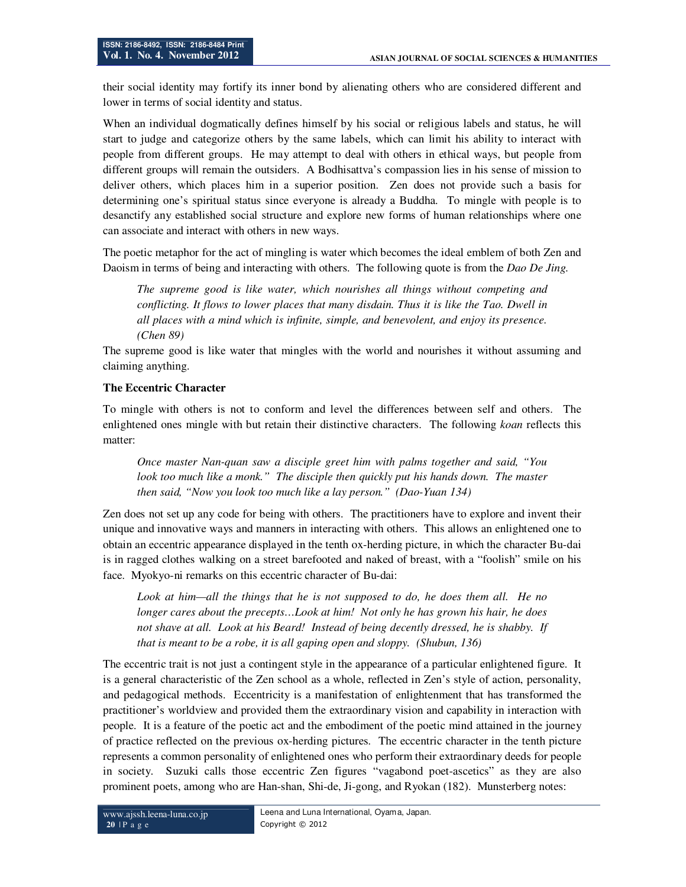their social identity may fortify its inner bond by alienating others who are considered different and lower in terms of social identity and status.

When an individual dogmatically defines himself by his social or religious labels and status, he will start to judge and categorize others by the same labels, which can limit his ability to interact with people from different groups. He may attempt to deal with others in ethical ways, but people from different groups will remain the outsiders. A Bodhisattva's compassion lies in his sense of mission to deliver others, which places him in a superior position. Zen does not provide such a basis for determining one's spiritual status since everyone is already a Buddha. To mingle with people is to desanctify any established social structure and explore new forms of human relationships where one can associate and interact with others in new ways.

The poetic metaphor for the act of mingling is water which becomes the ideal emblem of both Zen and Daoism in terms of being and interacting with others. The following quote is from the *Dao De Jing.*

> *The supreme good is like water, which nourishes all things without competing and conflicting. It flows to lower places that many disdain. Thus it is like the Tao. Dwell in all places with a mind which is infinite, simple, and benevolent, and enjoy its presence. (Chen 89)*

The supreme good is like water that mingles with the world and nourishes it without assuming and claiming anything.

**The Eccentric Character**

To mingle with others is not to conform and level the differences between self and others. The enlightened ones mingle with but retain their distinctive characters. The following *koan* reflects this matter:

> *Once master Nan-quan saw a disciple greet him with palms together and said, "You look too much like a monk." The disciple then quickly put his hands down. The master then said, "Now you look too much like a lay person." (Dao-Yuan 134)*

Zen does not set up any code for being with others. The practitioners have to explore and invent their unique and innovative ways and manners in interacting with others. This allows an enlightened one to obtain an eccentric appearance displayed in the tenth ox-herding picture, in which the character Bu-dai is in ragged clothes walking on a street barefooted and naked of breast, with a "foolish" smile on his face. Myokyo-ni remarks on this eccentric character of Bu-dai:

> *Look at him—all the things that he is not supposed to do, he does them all. He no longer cares about the precepts…Look at him! Not only he has grown his hair, he does not shave at all. Look at his Beard! Instead of being decently dressed, he is shabby. If that is meant to be a robe, it is all gaping open and sloppy. (Shubun, 136)*

The eccentric trait is not just a contingent style in the appearance of a particular enlightened figure. It is a general characteristic of the Zen school as a whole, reflected in Zen's style of action, personality, and pedagogical methods. Eccentricity is a manifestation of enlightenment that has transformed the practitioner's worldview and provided them the extraordinary vision and capability in interaction with people. It is a feature of the poetic act and the embodiment of the poetic mind attained in the journey of practice reflected on the previous ox-herding pictures. The eccentric character in the tenth picture represents a common personality of enlightened ones who perform their extraordinary deeds for people in society. Suzuki calls those eccentric Zen figures "vagabond poet-ascetics" as they are also prominent poets, among who are Han-shan, Shi-de, Ji-gong, and Ryokan (182). Munsterberg notes: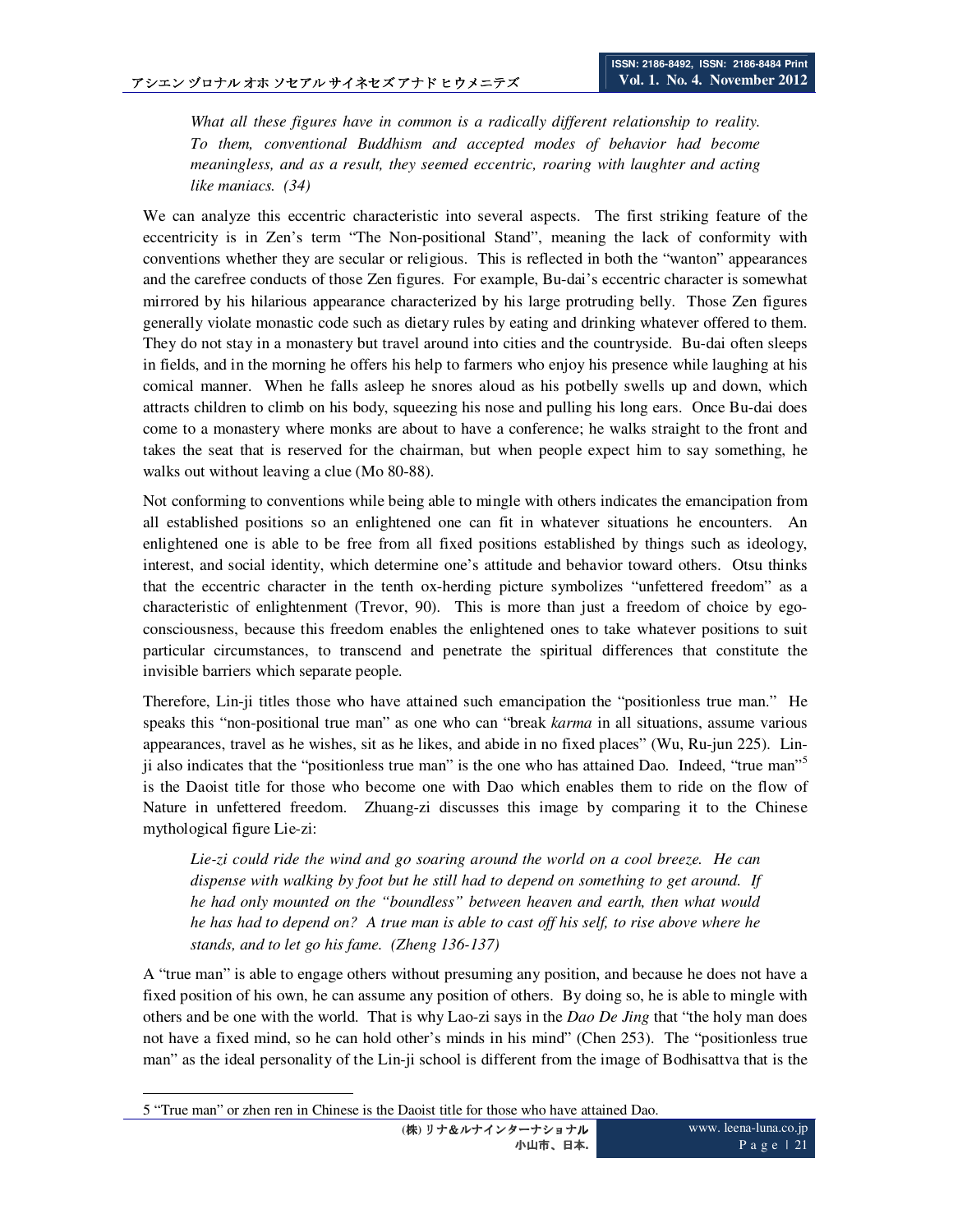*What all these figures have in common is a radically different relationship to reality. To them, conventional Buddhism and accepted modes of behavior had become meaningless, and as a result, they seemed eccentric, roaring with laughter and acting like maniacs. (34)*

We can analyze this eccentric characteristic into several aspects. The first striking feature of the eccentricity is in Zen's term "The Non-positional Stand", meaning the lack of conformity with conventions whether they are secular or religious. This is reflected in both the "wanton" appearances and the carefree conducts of those Zen figures. For example, Bu-dai's eccentric character is somewhat mirrored by his hilarious appearance characterized by his large protruding belly. Those Zen figures generally violate monastic code such as dietary rules by eating and drinking whatever offered to them. They do not stay in a monastery but travel around into cities and the countryside. Bu-dai often sleeps in fields, and in the morning he offers his help to farmers who enjoy his presence while laughing at his comical manner. When he falls asleep he snores aloud as his potbelly swells up and down, which attracts children to climb on his body, squeezing his nose and pulling his long ears. Once Bu-dai does come to a monastery where monks are about to have a conference; he walks straight to the front and takes the seat that is reserved for the chairman, but when people expect him to say something, he walks out without leaving a clue (Mo 80-88).

Not conforming to conventions while being able to mingle with others indicates the emancipation from all established positions so an enlightened one can fit in whatever situations he encounters. An enlightened one is able to be free from all fixed positions established by things such as ideology, interest, and social identity, which determine one's attitude and behavior toward others. Otsu thinks that the eccentric character in the tenth ox-herding picture symbolizes "unfettered freedom" as a characteristic of enlightenment (Trevor, 90). This is more than just a freedom of choice by ego-consciousness, because this freedom enables the enlightened ones to take whatever positions to suit particular circumstances, to transcend and penetrate the spiritual differences that constitute the invisible barriers which separate people.

Therefore, Lin-ji titles those who have attained such emancipation the "positionless true man." He speaks this "non-positional true man" as one who can "break *karma* in all situations, assume various appearances, travel as he wishes, sit as he likes, and abide in no fixed places" (Wu, Ru-jun 225). Lin-ji also indicates that the "positionless true man" is the one who has attained Dao. Indeed, "true man"[5] is the Daoist title for those who become one with Dao which enables them to ride on the flow of Nature in unfettered freedom. Zhuang-zi discusses this image by comparing it to the Chinese mythological figure Lie-zi:

*Lie-zi could ride the wind and go soaring around the world on a cool breeze. He can dispense with walking by foot but he still had to depend on something to get around. If he had only mounted on the "boundless" between heaven and earth, then what would he has had to depend on? A true man is able to cast off his self, to rise above where he stands, and to let go his fame. (Zheng 136-137)*

A "true man" is able to engage others without presuming any position, and because he does not have a fixed position of his own, he can assume any position of others. By doing so, he is able to mingle with others and be one with the world. That is why Lao-zi says in the *Dao De Jing* that "the holy man does not have a fixed mind, so he can hold other's minds in his mind" (Chen 253). The "positionless true man" as the ideal personality of the Lin-ji school is different from the image of Bodhisattva that is the

5 "True man" or zhen ren in Chinese is the Daoist title for those who have attained Dao.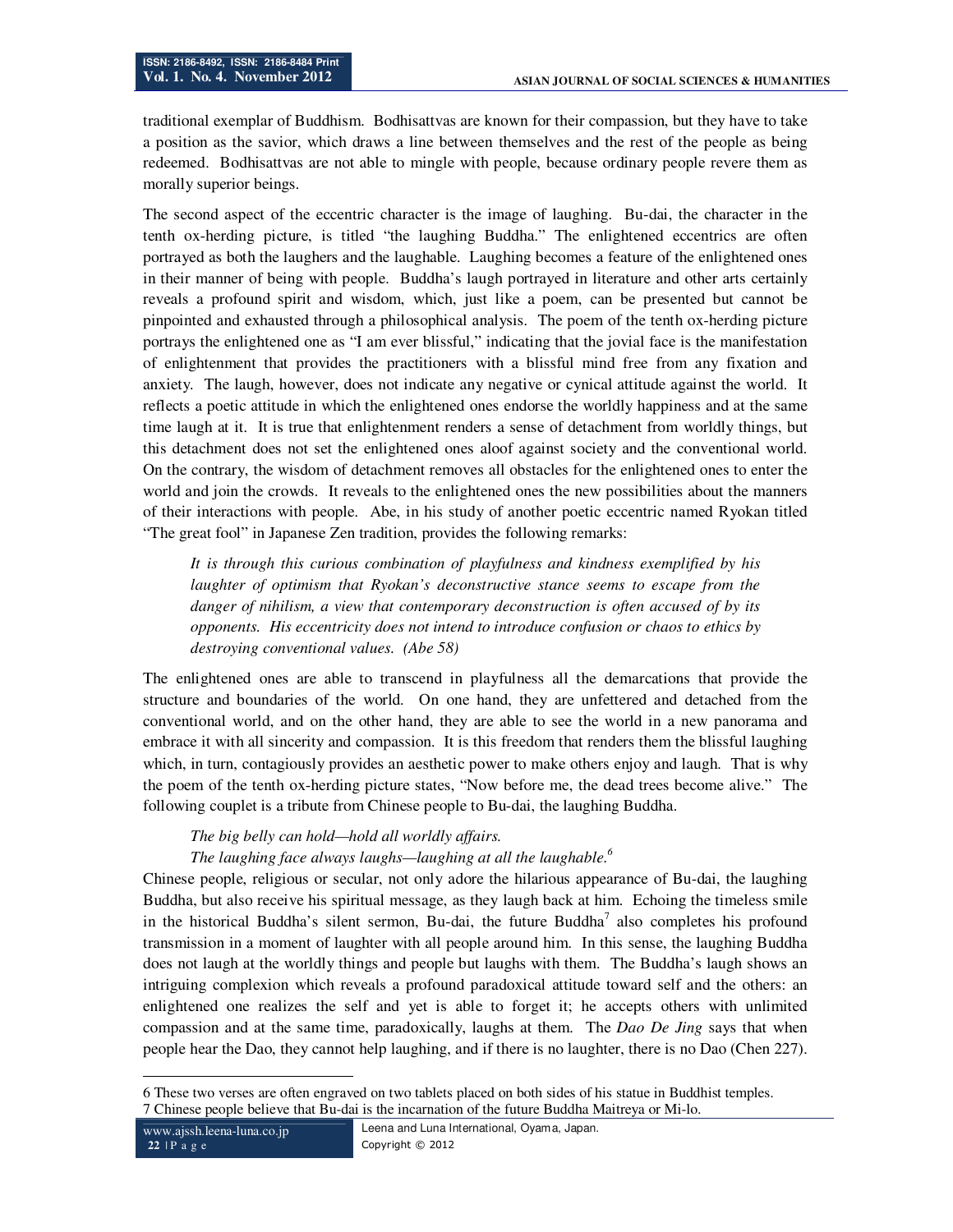traditional exemplar of Buddhism. Bodhisattvas are known for their compassion, but they have to take a position as the savior, which draws a line between themselves and the rest of the people as being redeemed. Bodhisattvas are not able to mingle with people, because ordinary people revere them as morally superior beings.

The second aspect of the eccentric character is the image of laughing. Bu-dai, the character in the tenth ox-herding picture, is titled "the laughing Buddha." The enlightened eccentrics are often portrayed as both the laughers and the laughable. Laughing becomes a feature of the enlightened ones in their manner of being with people. Buddha's laugh portrayed in literature and other arts certainly reveals a profound spirit and wisdom, which, just like a poem, can be presented but cannot be pinpointed and exhausted through a philosophical analysis. The poem of the tenth ox-herding picture portrays the enlightened one as "I am ever blissful," indicating that the jovial face is the manifestation of enlightenment that provides the practitioners with a blissful mind free from any fixation and anxiety. The laugh, however, does not indicate any negative or cynical attitude against the world. It reflects a poetic attitude in which the enlightened ones endorse the worldly happiness and at the same time laugh at it. It is true that enlightenment renders a sense of detachment from worldly things, but this detachment does not set the enlightened ones aloof against society and the conventional world. On the contrary, the wisdom of detachment removes all obstacles for the enlightened ones to enter the world and join the crowds. It reveals to the enlightened ones the new possibilities about the manners of their interactions with people. Abe, in his study of another poetic eccentric named Ryokan titled "The great fool" in Japanese Zen tradition, provides the following remarks:

> *It is through this curious combination of playfulness and kindness exemplified by his laughter of optimism that Ryokan's deconstructive stance seems to escape from the danger of nihilism, a view that contemporary deconstruction is often accused of by its opponents. His eccentricity does not intend to introduce confusion or chaos to ethics by destroying conventional values. (Abe 58)*

The enlightened ones are able to transcend in playfulness all the demarcations that provide the structure and boundaries of the world. On one hand, they are unfettered and detached from the conventional world, and on the other hand, they are able to see the world in a new panorama and embrace it with all sincerity and compassion. It is this freedom that renders them the blissful laughing which, in turn, contagiously provides an aesthetic power to make others enjoy and laugh. That is why the poem of the tenth ox-herding picture states, "Now before me, the dead trees become alive." The following couplet is a tribute from Chinese people to Bu-dai, the laughing Buddha.

> *The big belly can hold—hold all worldly affairs.*
> *The laughing face always laughs—laughing at all the laughable.*[6]

Chinese people, religious or secular, not only adore the hilarious appearance of Bu-dai, the laughing Buddha, but also receive his spiritual message, as they laugh back at him. Echoing the timeless smile in the historical Buddha's silent sermon, Bu-dai, the future Buddha[7] also completes his profound transmission in a moment of laughter with all people around him. In this sense, the laughing Buddha does not laugh at the worldly things and people but laughs with them. The Buddha's laugh shows an intriguing complexion which reveals a profound paradoxical attitude toward self and the others: an enlightened one realizes the self and yet is able to forget it; he accepts others with unlimited compassion and at the same time, paradoxically, laughs at them. The *Dao De Jing* says that when people hear the Dao, they cannot help laughing, and if there is no laughter, there is no Dao (Chen 227).

---

6 These two verses are often engraved on two tablets placed on both sides of his statue in Buddhist temples.
7 Chinese people believe that Bu-dai is the incarnation of the future Buddha Maitreya or Mi-lo.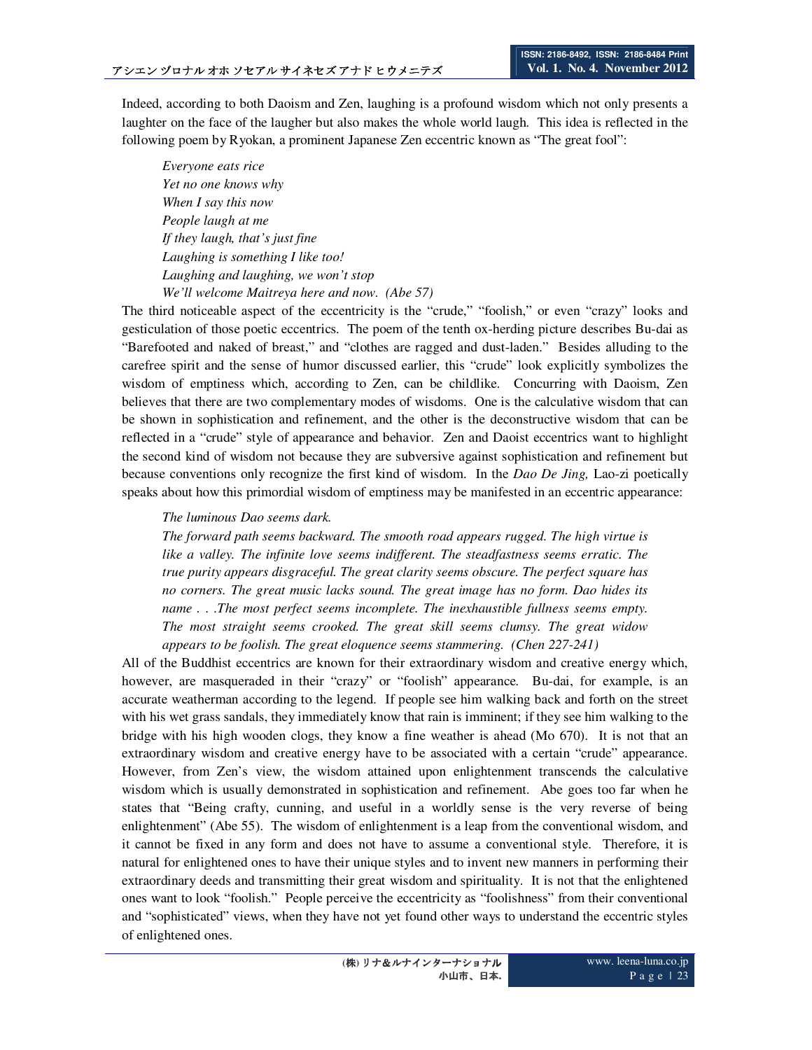Indeed, according to both Daoism and Zen, laughing is a profound wisdom which not only presents a laughter on the face of the laugher but also makes the whole world laugh. This idea is reflected in the following poem by Ryokan, a prominent Japanese Zen eccentric known as "The great fool":

> *Everyone eats rice*
> *Yet no one knows why*
> *When I say this now*
> *People laugh at me*
> *If they laugh, that's just fine*
> *Laughing is something I like too!*
> *Laughing and laughing, we won't stop*
> *We'll welcome Maitreya here and now. (Abe 57)*

The third noticeable aspect of the eccentricity is the "crude," "foolish," or even "crazy" looks and gesticulation of those poetic eccentrics. The poem of the tenth ox-herding picture describes Bu-dai as "Barefooted and naked of breast," and "clothes are ragged and dust-laden." Besides alluding to the carefree spirit and the sense of humor discussed earlier, this "crude" look explicitly symbolizes the wisdom of emptiness which, according to Zen, can be childlike. Concurring with Daoism, Zen believes that there are two complementary modes of wisdoms. One is the calculative wisdom that can be shown in sophistication and refinement, and the other is the deconstructive wisdom that can be reflected in a "crude" style of appearance and behavior. Zen and Daoist eccentrics want to highlight the second kind of wisdom not because they are subversive against sophistication and refinement but because conventions only recognize the first kind of wisdom. In the *Dao De Jing,* Lao-zi poetically speaks about how this primordial wisdom of emptiness may be manifested in an eccentric appearance:

> *The luminous Dao seems dark.*
> *The forward path seems backward. The smooth road appears rugged. The high virtue is like a valley. The infinite love seems indifferent. The steadfastness seems erratic. The true purity appears disgraceful. The great clarity seems obscure. The perfect square has no corners. The great music lacks sound. The great image has no form. Dao hides its name . . .The most perfect seems incomplete. The inexhaustible fullness seems empty. The most straight seems crooked. The great skill seems clumsy. The great widow appears to be foolish. The great eloquence seems stammering. (Chen 227-241)*

All of the Buddhist eccentrics are known for their extraordinary wisdom and creative energy which, however, are masqueraded in their "crazy" or "foolish" appearance. Bu-dai, for example, is an accurate weatherman according to the legend. If people see him walking back and forth on the street with his wet grass sandals, they immediately know that rain is imminent; if they see him walking to the bridge with his high wooden clogs, they know a fine weather is ahead (Mo 670). It is not that an extraordinary wisdom and creative energy have to be associated with a certain "crude" appearance. However, from Zen's view, the wisdom attained upon enlightenment transcends the calculative wisdom which is usually demonstrated in sophistication and refinement. Abe goes too far when he states that "Being crafty, cunning, and useful in a worldly sense is the very reverse of being enlightenment" (Abe 55). The wisdom of enlightenment is a leap from the conventional wisdom, and it cannot be fixed in any form and does not have to assume a conventional style. Therefore, it is natural for enlightened ones to have their unique styles and to invent new manners in performing their extraordinary deeds and transmitting their great wisdom and spirituality. It is not that the enlightened ones want to look "foolish." People perceive the eccentricity as "foolishness" from their conventional and "sophisticated" views, when they have not yet found other ways to understand the eccentric styles of enlightened ones.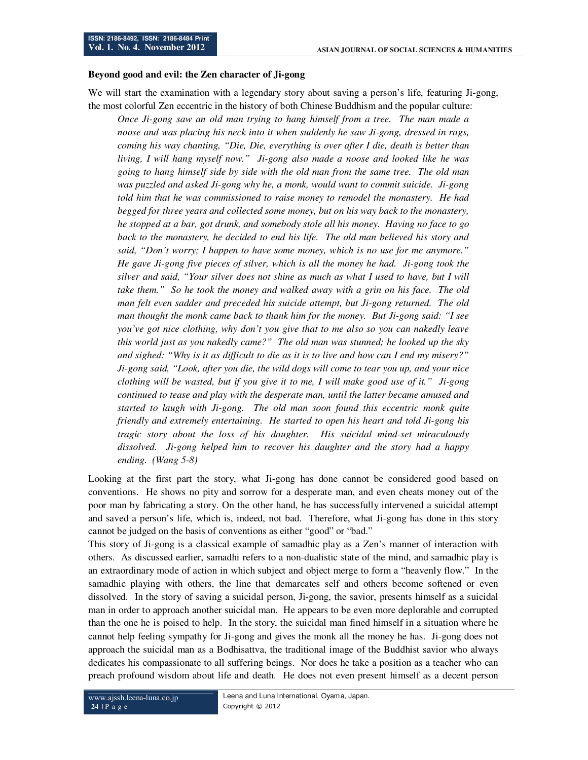**Beyond good and evil: the Zen character of Ji-gong**

We will start the examination with a legendary story about saving a person's life, featuring Ji-gong, the most colorful Zen eccentric in the history of both Chinese Buddhism and the popular culture:

> *Once Ji-gong saw an old man trying to hang himself from a tree. The man made a noose and was placing his neck into it when suddenly he saw Ji-gong, dressed in rags, coming his way chanting, "Die, Die, everything is over after I die, death is better than living, I will hang myself now." Ji-gong also made a noose and looked like he was going to hang himself side by side with the old man from the same tree. The old man was puzzled and asked Ji-gong why he, a monk, would want to commit suicide. Ji-gong told him that he was commissioned to raise money to remodel the monastery. He had begged for three years and collected some money, but on his way back to the monastery, he stopped at a bar, got drunk, and somebody stole all his money. Having no face to go back to the monastery, he decided to end his life. The old man believed his story and said, "Don't worry; I happen to have some money, which is no use for me anymore." He gave Ji-gong five pieces of silver, which is all the money he had. Ji-gong took the silver and said, "Your silver does not shine as much as what I used to have, but I will take them." So he took the money and walked away with a grin on his face. The old man felt even sadder and preceded his suicide attempt, but Ji-gong returned. The old man thought the monk came back to thank him for the money. But Ji-gong said: "I see you've got nice clothing, why don't you give that to me also so you can nakedly leave this world just as you nakedly came?" The old man was stunned; he looked up the sky and sighed: "Why is it as difficult to die as it is to live and how can I end my misery?" Ji-gong said, "Look, after you die, the wild dogs will come to tear you up, and your nice clothing will be wasted, but if you give it to me, I will make good use of it." Ji-gong continued to tease and play with the desperate man, until the latter became amused and started to laugh with Ji-gong. The old man soon found this eccentric monk quite friendly and extremely entertaining. He started to open his heart and told Ji-gong his tragic story about the loss of his daughter. His suicidal mind-set miraculously dissolved. Ji-gong helped him to recover his daughter and the story had a happy ending. (Wang 5-8)*

Looking at the first part the story, what Ji-gong has done cannot be considered good based on conventions. He shows no pity and sorrow for a desperate man, and even cheats money out of the poor man by fabricating a story. On the other hand, he has successfully intervened a suicidal attempt and saved a person's life, which is, indeed, not bad. Therefore, what Ji-gong has done in this story cannot be judged on the basis of conventions as either "good" or "bad."

This story of Ji-gong is a classical example of samadhic play as a Zen's manner of interaction with others. As discussed earlier, samadhi refers to a non-dualistic state of the mind, and samadhic play is an extraordinary mode of action in which subject and object merge to form a "heavenly flow." In the samadhic playing with others, the line that demarcates self and others become softened or even dissolved. In the story of saving a suicidal person, Ji-gong, the savior, presents himself as a suicidal man in order to approach another suicidal man. He appears to be even more deplorable and corrupted than the one he is poised to help. In the story, the suicidal man fined himself in a situation where he cannot help feeling sympathy for Ji-gong and gives the monk all the money he has. Ji-gong does not approach the suicidal man as a Bodhisattva, the traditional image of the Buddhist savior who always dedicates his compassionate to all suffering beings. Nor does he take a position as a teacher who can preach profound wisdom about life and death. He does not even present himself as a decent person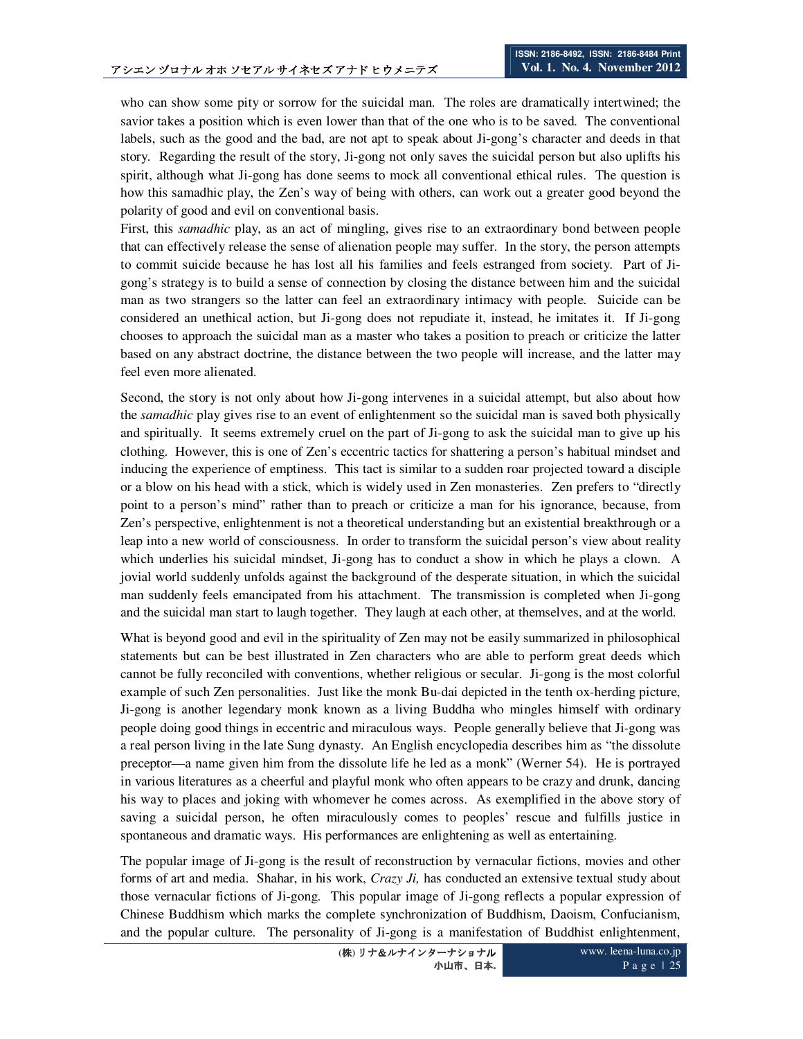who can show some pity or sorrow for the suicidal man. The roles are dramatically intertwined; the savior takes a position which is even lower than that of the one who is to be saved. The conventional labels, such as the good and the bad, are not apt to speak about Ji-gong's character and deeds in that story. Regarding the result of the story, Ji-gong not only saves the suicidal person but also uplifts his spirit, although what Ji-gong has done seems to mock all conventional ethical rules. The question is how this samadhic play, the Zen's way of being with others, can work out a greater good beyond the polarity of good and evil on conventional basis.

First, this *samadhic* play, as an act of mingling, gives rise to an extraordinary bond between people that can effectively release the sense of alienation people may suffer. In the story, the person attempts to commit suicide because he has lost all his families and feels estranged from society. Part of Ji-gong's strategy is to build a sense of connection by closing the distance between him and the suicidal man as two strangers so the latter can feel an extraordinary intimacy with people. Suicide can be considered an unethical action, but Ji-gong does not repudiate it, instead, he imitates it. If Ji-gong chooses to approach the suicidal man as a master who takes a position to preach or criticize the latter based on any abstract doctrine, the distance between the two people will increase, and the latter may feel even more alienated.

Second, the story is not only about how Ji-gong intervenes in a suicidal attempt, but also about how the *samadhic* play gives rise to an event of enlightenment so the suicidal man is saved both physically and spiritually. It seems extremely cruel on the part of Ji-gong to ask the suicidal man to give up his clothing. However, this is one of Zen's eccentric tactics for shattering a person's habitual mindset and inducing the experience of emptiness. This tact is similar to a sudden roar projected toward a disciple or a blow on his head with a stick, which is widely used in Zen monasteries. Zen prefers to "directly point to a person's mind" rather than to preach or criticize a man for his ignorance, because, from Zen's perspective, enlightenment is not a theoretical understanding but an existential breakthrough or a leap into a new world of consciousness. In order to transform the suicidal person's view about reality which underlies his suicidal mindset, Ji-gong has to conduct a show in which he plays a clown. A jovial world suddenly unfolds against the background of the desperate situation, in which the suicidal man suddenly feels emancipated from his attachment. The transmission is completed when Ji-gong and the suicidal man start to laugh together. They laugh at each other, at themselves, and at the world.

What is beyond good and evil in the spirituality of Zen may not be easily summarized in philosophical statements but can be best illustrated in Zen characters who are able to perform great deeds which cannot be fully reconciled with conventions, whether religious or secular. Ji-gong is the most colorful example of such Zen personalities. Just like the monk Bu-dai depicted in the tenth ox-herding picture, Ji-gong is another legendary monk known as a living Buddha who mingles himself with ordinary people doing good things in eccentric and miraculous ways. People generally believe that Ji-gong was a real person living in the late Sung dynasty. An English encyclopedia describes him as "the dissolute preceptor—a name given him from the dissolute life he led as a monk" (Werner 54). He is portrayed in various literatures as a cheerful and playful monk who often appears to be crazy and drunk, dancing his way to places and joking with whomever he comes across. As exemplified in the above story of saving a suicidal person, he often miraculously comes to peoples' rescue and fulfills justice in spontaneous and dramatic ways. His performances are enlightening as well as entertaining.

The popular image of Ji-gong is the result of reconstruction by vernacular fictions, movies and other forms of art and media. Shahar, in his work, *Crazy Ji,* has conducted an extensive textual study about those vernacular fictions of Ji-gong. This popular image of Ji-gong reflects a popular expression of Chinese Buddhism which marks the complete synchronization of Buddhism, Daoism, Confucianism, and the popular culture. The personality of Ji-gong is a manifestation of Buddhist enlightenment,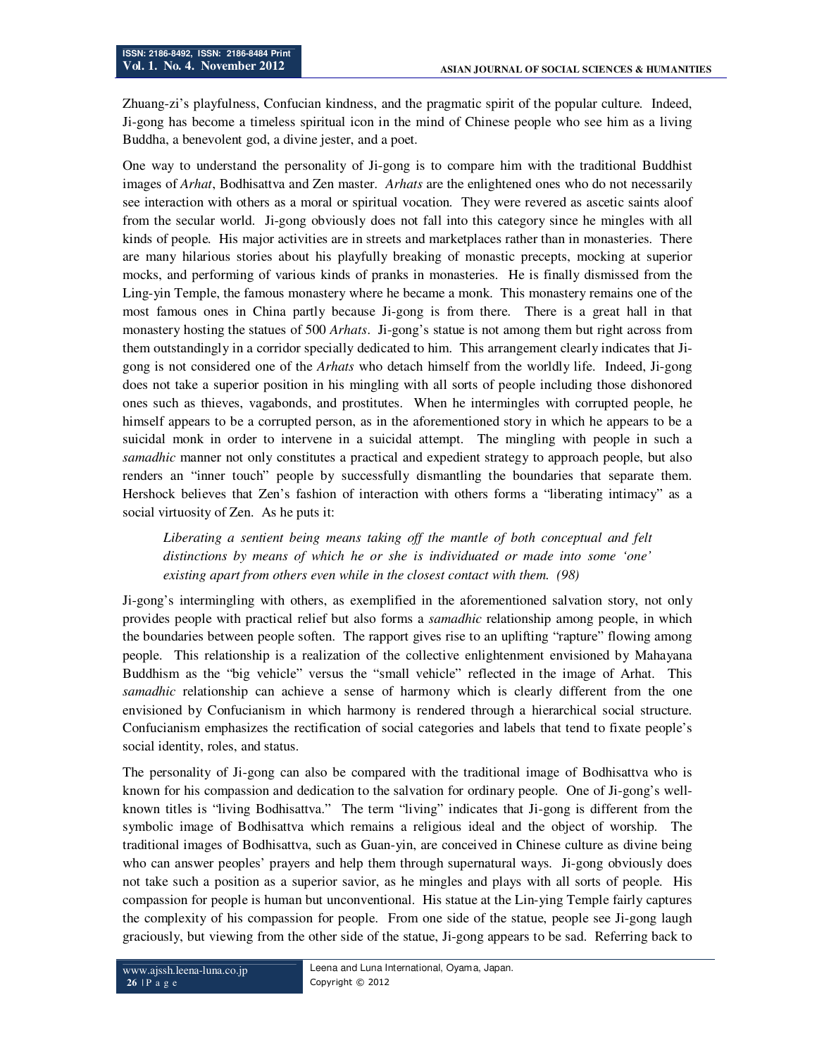Zhuang-zi's playfulness, Confucian kindness, and the pragmatic spirit of the popular culture. Indeed, Ji-gong has become a timeless spiritual icon in the mind of Chinese people who see him as a living Buddha, a benevolent god, a divine jester, and a poet.

One way to understand the personality of Ji-gong is to compare him with the traditional Buddhist images of *Arhat*, Bodhisattva and Zen master. *Arhats* are the enlightened ones who do not necessarily see interaction with others as a moral or spiritual vocation. They were revered as ascetic saints aloof from the secular world. Ji-gong obviously does not fall into this category since he mingles with all kinds of people. His major activities are in streets and marketplaces rather than in monasteries. There are many hilarious stories about his playfully breaking of monastic precepts, mocking at superior mocks, and performing of various kinds of pranks in monasteries. He is finally dismissed from the Ling-yin Temple, the famous monastery where he became a monk. This monastery remains one of the most famous ones in China partly because Ji-gong is from there. There is a great hall in that monastery hosting the statues of 500 *Arhats*. Ji-gong's statue is not among them but right across from them outstandingly in a corridor specially dedicated to him. This arrangement clearly indicates that Ji-gong is not considered one of the *Arhats* who detach himself from the worldly life. Indeed, Ji-gong does not take a superior position in his mingling with all sorts of people including those dishonored ones such as thieves, vagabonds, and prostitutes. When he intermingles with corrupted people, he himself appears to be a corrupted person, as in the aforementioned story in which he appears to be a suicidal monk in order to intervene in a suicidal attempt. The mingling with people in such a *samadhic* manner not only constitutes a practical and expedient strategy to approach people, but also renders an "inner touch" people by successfully dismantling the boundaries that separate them. Hershock believes that Zen's fashion of interaction with others forms a "liberating intimacy" as a social virtuosity of Zen. As he puts it:

> *Liberating a sentient being means taking off the mantle of both conceptual and felt distinctions by means of which he or she is individuated or made into some 'one' existing apart from others even while in the closest contact with them. (98)*

Ji-gong's intermingling with others, as exemplified in the aforementioned salvation story, not only provides people with practical relief but also forms a *samadhic* relationship among people, in which the boundaries between people soften. The rapport gives rise to an uplifting "rapture" flowing among people. This relationship is a realization of the collective enlightenment envisioned by Mahayana Buddhism as the "big vehicle" versus the "small vehicle" reflected in the image of Arhat. This *samadhic* relationship can achieve a sense of harmony which is clearly different from the one envisioned by Confucianism in which harmony is rendered through a hierarchical social structure. Confucianism emphasizes the rectification of social categories and labels that tend to fixate people's social identity, roles, and status.

The personality of Ji-gong can also be compared with the traditional image of Bodhisattva who is known for his compassion and dedication to the salvation for ordinary people. One of Ji-gong's well-known titles is "living Bodhisattva." The term "living" indicates that Ji-gong is different from the symbolic image of Bodhisattva which remains a religious ideal and the object of worship. The traditional images of Bodhisattva, such as Guan-yin, are conceived in Chinese culture as divine being who can answer peoples' prayers and help them through supernatural ways. Ji-gong obviously does not take such a position as a superior savior, as he mingles and plays with all sorts of people. His compassion for people is human but unconventional. His statue at the Lin-ying Temple fairly captures the complexity of his compassion for people. From one side of the statue, people see Ji-gong laugh graciously, but viewing from the other side of the statue, Ji-gong appears to be sad. Referring back to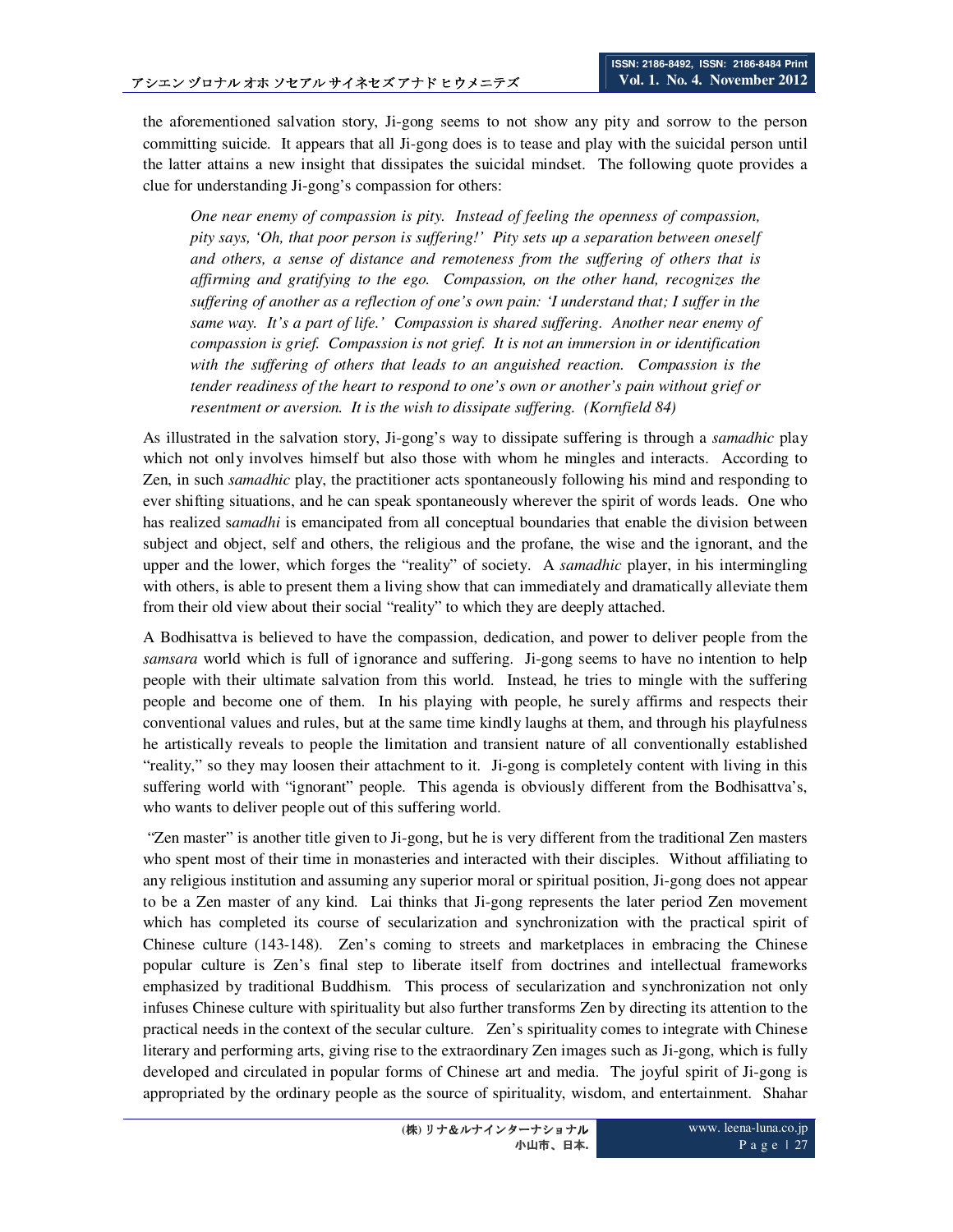the aforementioned salvation story, Ji-gong seems to not show any pity and sorrow to the person committing suicide. It appears that all Ji-gong does is to tease and play with the suicidal person until the latter attains a new insight that dissipates the suicidal mindset. The following quote provides a clue for understanding Ji-gong's compassion for others:

> *One near enemy of compassion is pity. Instead of feeling the openness of compassion, pity says, 'Oh, that poor person is suffering!' Pity sets up a separation between oneself and others, a sense of distance and remoteness from the suffering of others that is affirming and gratifying to the ego. Compassion, on the other hand, recognizes the suffering of another as a reflection of one's own pain: 'I understand that; I suffer in the same way. It's a part of life.' Compassion is shared suffering. Another near enemy of compassion is grief. Compassion is not grief. It is not an immersion in or identification with the suffering of others that leads to an anguished reaction. Compassion is the tender readiness of the heart to respond to one's own or another's pain without grief or resentment or aversion. It is the wish to dissipate suffering. (Kornfield 84)*

As illustrated in the salvation story, Ji-gong's way to dissipate suffering is through a *samadhic* play which not only involves himself but also those with whom he mingles and interacts. According to Zen, in such *samadhic* play, the practitioner acts spontaneously following his mind and responding to ever shifting situations, and he can speak spontaneously wherever the spirit of words leads. One who has realized s*amadhi* is emancipated from all conceptual boundaries that enable the division between subject and object, self and others, the religious and the profane, the wise and the ignorant, and the upper and the lower, which forges the "reality" of society. A *samadhic* player, in his intermingling with others, is able to present them a living show that can immediately and dramatically alleviate them from their old view about their social "reality" to which they are deeply attached.

A Bodhisattva is believed to have the compassion, dedication, and power to deliver people from the *samsara* world which is full of ignorance and suffering. Ji-gong seems to have no intention to help people with their ultimate salvation from this world. Instead, he tries to mingle with the suffering people and become one of them. In his playing with people, he surely affirms and respects their conventional values and rules, but at the same time kindly laughs at them, and through his playfulness he artistically reveals to people the limitation and transient nature of all conventionally established "reality," so they may loosen their attachment to it. Ji-gong is completely content with living in this suffering world with "ignorant" people. This agenda is obviously different from the Bodhisattva's, who wants to deliver people out of this suffering world.

"Zen master" is another title given to Ji-gong, but he is very different from the traditional Zen masters who spent most of their time in monasteries and interacted with their disciples. Without affiliating to any religious institution and assuming any superior moral or spiritual position, Ji-gong does not appear to be a Zen master of any kind. Lai thinks that Ji-gong represents the later period Zen movement which has completed its course of secularization and synchronization with the practical spirit of Chinese culture (143-148). Zen's coming to streets and marketplaces in embracing the Chinese popular culture is Zen's final step to liberate itself from doctrines and intellectual frameworks emphasized by traditional Buddhism. This process of secularization and synchronization not only infuses Chinese culture with spirituality but also further transforms Zen by directing its attention to the practical needs in the context of the secular culture. Zen's spirituality comes to integrate with Chinese literary and performing arts, giving rise to the extraordinary Zen images such as Ji-gong, which is fully developed and circulated in popular forms of Chinese art and media. The joyful spirit of Ji-gong is appropriated by the ordinary people as the source of spirituality, wisdom, and entertainment. Shahar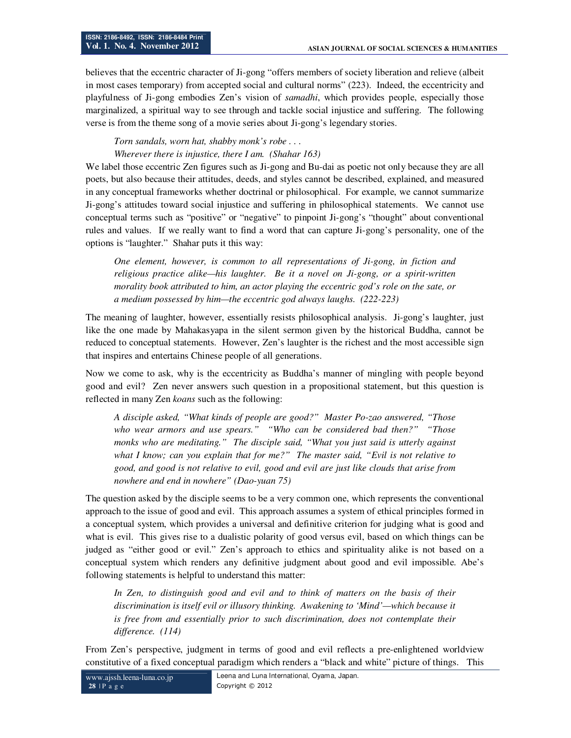believes that the eccentric character of Ji-gong "offers members of society liberation and relieve (albeit in most cases temporary) from accepted social and cultural norms" (223). Indeed, the eccentricity and playfulness of Ji-gong embodies Zen's vision of *samadhi*, which provides people, especially those marginalized, a spiritual way to see through and tackle social injustice and suffering. The following verse is from the theme song of a movie series about Ji-gong's legendary stories.

> *Torn sandals, worn hat, shabby monk's robe . . .*
> *Wherever there is injustice, there I am. (Shahar 163)*

We label those eccentric Zen figures such as Ji-gong and Bu-dai as poetic not only because they are all poets, but also because their attitudes, deeds, and styles cannot be described, explained, and measured in any conceptual frameworks whether doctrinal or philosophical. For example, we cannot summarize Ji-gong's attitudes toward social injustice and suffering in philosophical statements. We cannot use conceptual terms such as "positive" or "negative" to pinpoint Ji-gong's "thought" about conventional rules and values. If we really want to find a word that can capture Ji-gong's personality, one of the options is "laughter." Shahar puts it this way:

> *One element, however, is common to all representations of Ji-gong, in fiction and religious practice alike—his laughter. Be it a novel on Ji-gong, or a spirit-written morality book attributed to him, an actor playing the eccentric god's role on the sate, or a medium possessed by him—the eccentric god always laughs. (222-223)*

The meaning of laughter, however, essentially resists philosophical analysis. Ji-gong's laughter, just like the one made by Mahakasyapa in the silent sermon given by the historical Buddha, cannot be reduced to conceptual statements. However, Zen's laughter is the richest and the most accessible sign that inspires and entertains Chinese people of all generations.

Now we come to ask, why is the eccentricity as Buddha's manner of mingling with people beyond good and evil? Zen never answers such question in a propositional statement, but this question is reflected in many Zen *koans* such as the following:

> *A disciple asked, "What kinds of people are good?" Master Po-zao answered, "Those who wear armors and use spears." "Who can be considered bad then?" "Those monks who are meditating." The disciple said, "What you just said is utterly against what I know; can you explain that for me?" The master said, "Evil is not relative to good, and good is not relative to evil, good and evil are just like clouds that arise from nowhere and end in nowhere" (Dao-yuan 75)*

The question asked by the disciple seems to be a very common one, which represents the conventional approach to the issue of good and evil. This approach assumes a system of ethical principles formed in a conceptual system, which provides a universal and definitive criterion for judging what is good and what is evil. This gives rise to a dualistic polarity of good versus evil, based on which things can be judged as "either good or evil." Zen's approach to ethics and spirituality alike is not based on a conceptual system which renders any definitive judgment about good and evil impossible. Abe's following statements is helpful to understand this matter:

> *In Zen, to distinguish good and evil and to think of matters on the basis of their discrimination is itself evil or illusory thinking. Awakening to 'Mind'—which because it is free from and essentially prior to such discrimination, does not contemplate their difference. (114)*

From Zen's perspective, judgment in terms of good and evil reflects a pre-enlightened worldview constitutive of a fixed conceptual paradigm which renders a "black and white" picture of things. This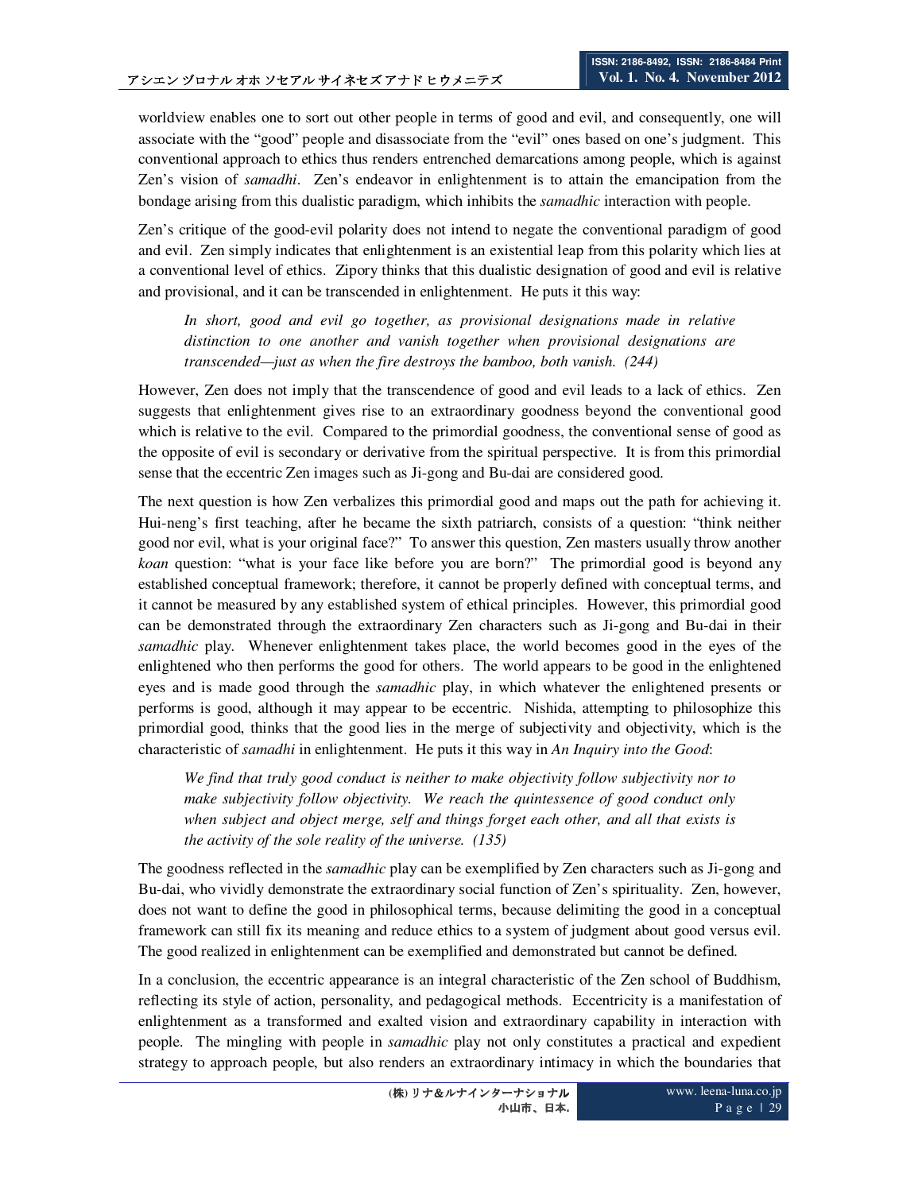worldview enables one to sort out other people in terms of good and evil, and consequently, one will associate with the "good" people and disassociate from the "evil" ones based on one's judgment. This conventional approach to ethics thus renders entrenched demarcations among people, which is against Zen's vision of *samadhi*. Zen's endeavor in enlightenment is to attain the emancipation from the bondage arising from this dualistic paradigm, which inhibits the *samadhic* interaction with people.

Zen's critique of the good-evil polarity does not intend to negate the conventional paradigm of good and evil. Zen simply indicates that enlightenment is an existential leap from this polarity which lies at a conventional level of ethics. Zipory thinks that this dualistic designation of good and evil is relative and provisional, and it can be transcended in enlightenment. He puts it this way:

> *In short, good and evil go together, as provisional designations made in relative distinction to one another and vanish together when provisional designations are transcended—just as when the fire destroys the bamboo, both vanish. (244)*

However, Zen does not imply that the transcendence of good and evil leads to a lack of ethics. Zen suggests that enlightenment gives rise to an extraordinary goodness beyond the conventional good which is relative to the evil. Compared to the primordial goodness, the conventional sense of good as the opposite of evil is secondary or derivative from the spiritual perspective. It is from this primordial sense that the eccentric Zen images such as Ji-gong and Bu-dai are considered good.

The next question is how Zen verbalizes this primordial good and maps out the path for achieving it. Hui-neng's first teaching, after he became the sixth patriarch, consists of a question: "think neither good nor evil, what is your original face?" To answer this question, Zen masters usually throw another *koan* question: "what is your face like before you are born?" The primordial good is beyond any established conceptual framework; therefore, it cannot be properly defined with conceptual terms, and it cannot be measured by any established system of ethical principles. However, this primordial good can be demonstrated through the extraordinary Zen characters such as Ji-gong and Bu-dai in their *samadhic* play. Whenever enlightenment takes place, the world becomes good in the eyes of the enlightened who then performs the good for others. The world appears to be good in the enlightened eyes and is made good through the *samadhic* play, in which whatever the enlightened presents or performs is good, although it may appear to be eccentric. Nishida, attempting to philosophize this primordial good, thinks that the good lies in the merge of subjectivity and objectivity, which is the characteristic of *samadhi* in enlightenment. He puts it this way in *An Inquiry into the Good*:

> *We find that truly good conduct is neither to make objectivity follow subjectivity nor to make subjectivity follow objectivity. We reach the quintessence of good conduct only when subject and object merge, self and things forget each other, and all that exists is the activity of the sole reality of the universe. (135)*

The goodness reflected in the *samadhic* play can be exemplified by Zen characters such as Ji-gong and Bu-dai, who vividly demonstrate the extraordinary social function of Zen's spirituality. Zen, however, does not want to define the good in philosophical terms, because delimiting the good in a conceptual framework can still fix its meaning and reduce ethics to a system of judgment about good versus evil. The good realized in enlightenment can be exemplified and demonstrated but cannot be defined.

In a conclusion, the eccentric appearance is an integral characteristic of the Zen school of Buddhism, reflecting its style of action, personality, and pedagogical methods. Eccentricity is a manifestation of enlightenment as a transformed and exalted vision and extraordinary capability in interaction with people. The mingling with people in *samadhic* play not only constitutes a practical and expedient strategy to approach people, but also renders an extraordinary intimacy in which the boundaries that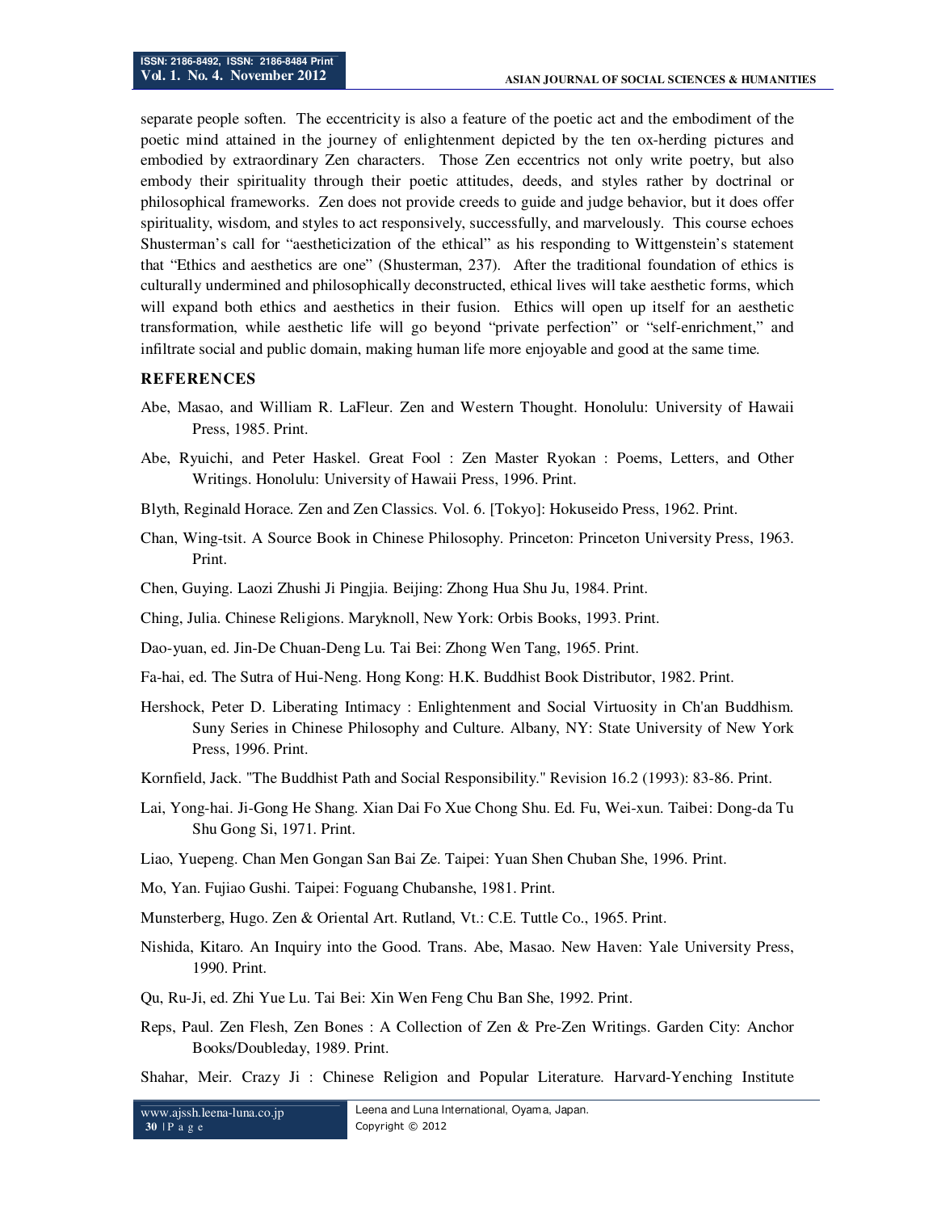separate people soften. The eccentricity is also a feature of the poetic act and the embodiment of the poetic mind attained in the journey of enlightenment depicted by the ten ox-herding pictures and embodied by extraordinary Zen characters. Those Zen eccentrics not only write poetry, but also embody their spirituality through their poetic attitudes, deeds, and styles rather by doctrinal or philosophical frameworks. Zen does not provide creeds to guide and judge behavior, but it does offer spirituality, wisdom, and styles to act responsively, successfully, and marvelously. This course echoes Shusterman's call for "aestheticization of the ethical" as his responding to Wittgenstein's statement that "Ethics and aesthetics are one" (Shusterman, 237). After the traditional foundation of ethics is culturally undermined and philosophically deconstructed, ethical lives will take aesthetic forms, which will expand both ethics and aesthetics in their fusion. Ethics will open up itself for an aesthetic transformation, while aesthetic life will go beyond "private perfection" or "self-enrichment," and infiltrate social and public domain, making human life more enjoyable and good at the same time.

## REFERENCES

Abe, Masao, and William R. LaFleur. Zen and Western Thought. Honolulu: University of Hawaii Press, 1985. Print.

Abe, Ryuichi, and Peter Haskel. Great Fool : Zen Master Ryokan : Poems, Letters, and Other Writings. Honolulu: University of Hawaii Press, 1996. Print.

Blyth, Reginald Horace. Zen and Zen Classics. Vol. 6. [Tokyo]: Hokuseido Press, 1962. Print.

Chan, Wing-tsit. A Source Book in Chinese Philosophy. Princeton: Princeton University Press, 1963. Print.

Chen, Guying. Laozi Zhushi Ji Pingjia. Beijing: Zhong Hua Shu Ju, 1984. Print.

Ching, Julia. Chinese Religions. Maryknoll, New York: Orbis Books, 1993. Print.

Dao-yuan, ed. Jin-De Chuan-Deng Lu. Tai Bei: Zhong Wen Tang, 1965. Print.

Fa-hai, ed. The Sutra of Hui-Neng. Hong Kong: H.K. Buddhist Book Distributor, 1982. Print.

Hershock, Peter D. Liberating Intimacy : Enlightenment and Social Virtuosity in Ch'an Buddhism. Suny Series in Chinese Philosophy and Culture. Albany, NY: State University of New York Press, 1996. Print.

Kornfield, Jack. "The Buddhist Path and Social Responsibility." Revision 16.2 (1993): 83-86. Print.

Lai, Yong-hai. Ji-Gong He Shang. Xian Dai Fo Xue Chong Shu. Ed. Fu, Wei-xun. Taibei: Dong-da Tu Shu Gong Si, 1971. Print.

Liao, Yuepeng. Chan Men Gongan San Bai Ze. Taipei: Yuan Shen Chuban She, 1996. Print.

Mo, Yan. Fujiao Gushi. Taipei: Foguang Chubanshe, 1981. Print.

Munsterberg, Hugo. Zen & Oriental Art. Rutland, Vt.: C.E. Tuttle Co., 1965. Print.

Nishida, Kitaro. An Inquiry into the Good. Trans. Abe, Masao. New Haven: Yale University Press, 1990. Print.

Qu, Ru-Ji, ed. Zhi Yue Lu. Tai Bei: Xin Wen Feng Chu Ban She, 1992. Print.

Reps, Paul. Zen Flesh, Zen Bones : A Collection of Zen & Pre-Zen Writings. Garden City: Anchor Books/Doubleday, 1989. Print.

Shahar, Meir. Crazy Ji : Chinese Religion and Popular Literature. Harvard-Yenching Institute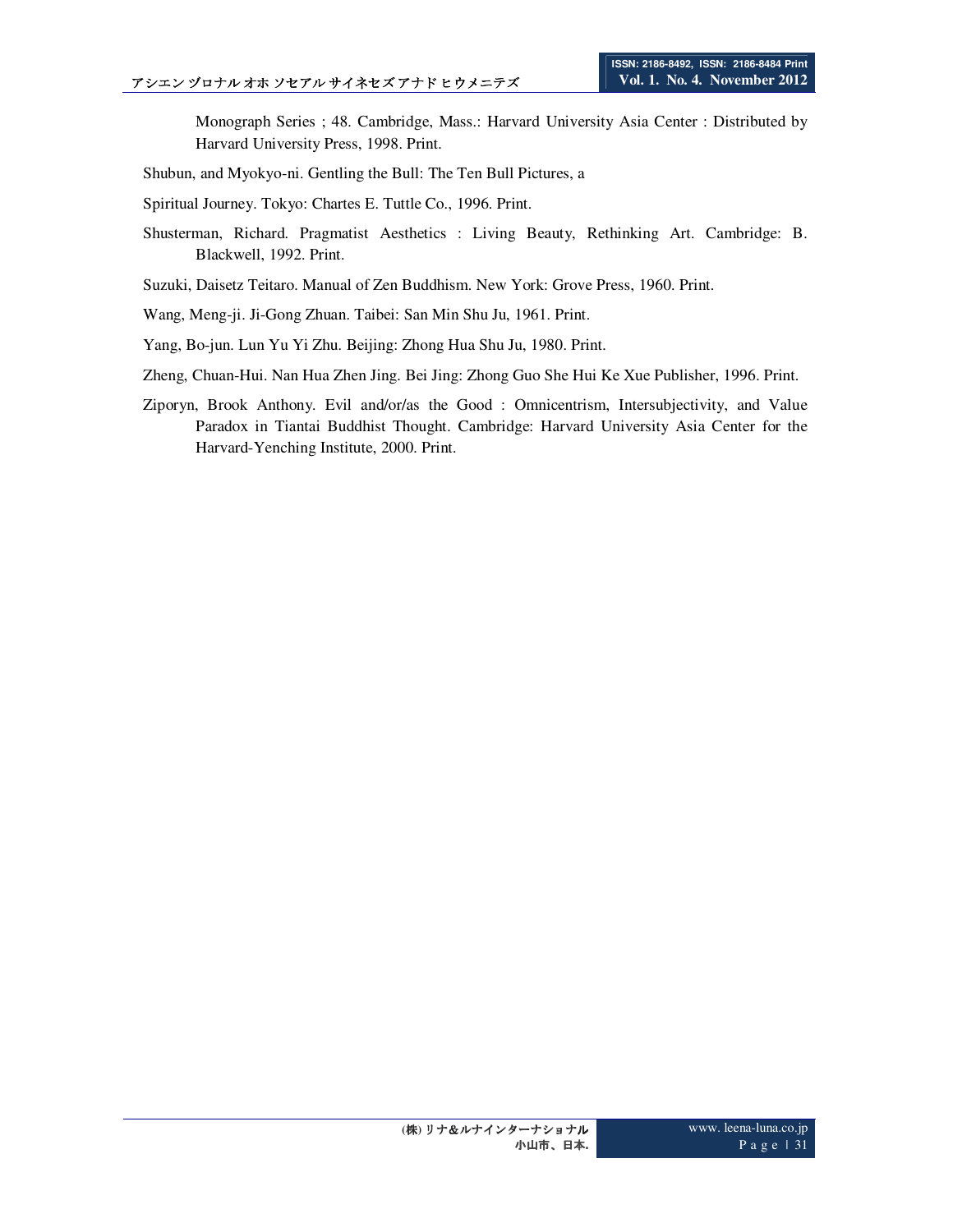Monograph Series ; 48. Cambridge, Mass.: Harvard University Asia Center : Distributed by Harvard University Press, 1998. Print.

Shubun, and Myokyo-ni. Gentling the Bull: The Ten Bull Pictures, a

Spiritual Journey. Tokyo: Chartes E. Tuttle Co., 1996. Print.

Shusterman, Richard. Pragmatist Aesthetics : Living Beauty, Rethinking Art. Cambridge: B. Blackwell, 1992. Print.

Suzuki, Daisetz Teitaro. Manual of Zen Buddhism. New York: Grove Press, 1960. Print.

Wang, Meng-ji. Ji-Gong Zhuan. Taibei: San Min Shu Ju, 1961. Print.

Yang, Bo-jun. Lun Yu Yi Zhu. Beijing: Zhong Hua Shu Ju, 1980. Print.

Zheng, Chuan-Hui. Nan Hua Zhen Jing. Bei Jing: Zhong Guo She Hui Ke Xue Publisher, 1996. Print.

Ziporyn, Brook Anthony. Evil and/or/as the Good : Omnicentrism, Intersubjectivity, and Value Paradox in Tiantai Buddhist Thought. Cambridge: Harvard University Asia Center for the Harvard-Yenching Institute, 2000. Print.